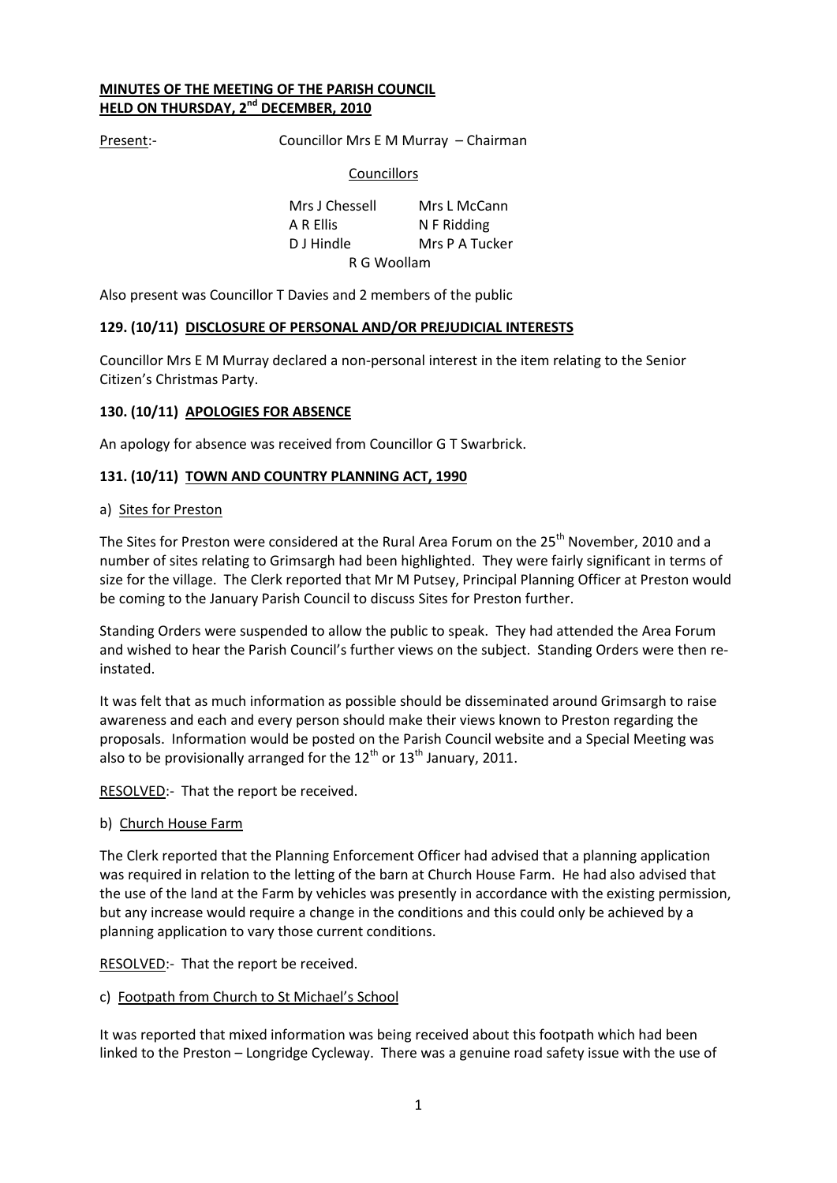**MINUTES OF THE MEETING OF THE PARISH COUNCIL**
**HELD ON THURSDAY, 2nd DECEMBER, 2010**

Present:- Councillor Mrs E M Murray – Chairman

Councillors

| | |
|---|---|
| Mrs J Chessell | Mrs L McCann |
| A R Ellis | N F Ridding |
| D J Hindle | Mrs P A Tucker |
| R G Woollam | |

Also present was Councillor T Davies and 2 members of the public

**129. (10/11) DISCLOSURE OF PERSONAL AND/OR PREJUDICIAL INTERESTS**

Councillor Mrs E M Murray declared a non-personal interest in the item relating to the Senior Citizen's Christmas Party.

**130. (10/11) APOLOGIES FOR ABSENCE**

An apology for absence was received from Councillor G T Swarbrick.

**131. (10/11) TOWN AND COUNTRY PLANNING ACT, 1990**

a) Sites for Preston

The Sites for Preston were considered at the Rural Area Forum on the 25th November, 2010 and a number of sites relating to Grimsargh had been highlighted. They were fairly significant in terms of size for the village. The Clerk reported that Mr M Putsey, Principal Planning Officer at Preston would be coming to the January Parish Council to discuss Sites for Preston further.

Standing Orders were suspended to allow the public to speak. They had attended the Area Forum and wished to hear the Parish Council's further views on the subject. Standing Orders were then re-instated.

It was felt that as much information as possible should be disseminated around Grimsargh to raise awareness and each and every person should make their views known to Preston regarding the proposals. Information would be posted on the Parish Council website and a Special Meeting was also to be provisionally arranged for the 12th or 13th January, 2011.

RESOLVED:- That the report be received.

b) Church House Farm

The Clerk reported that the Planning Enforcement Officer had advised that a planning application was required in relation to the letting of the barn at Church House Farm. He had also advised that the use of the land at the Farm by vehicles was presently in accordance with the existing permission, but any increase would require a change in the conditions and this could only be achieved by a planning application to vary those current conditions.

RESOLVED:- That the report be received.

c) Footpath from Church to St Michael's School

It was reported that mixed information was being received about this footpath which had been linked to the Preston – Longridge Cycleway. There was a genuine road safety issue with the use of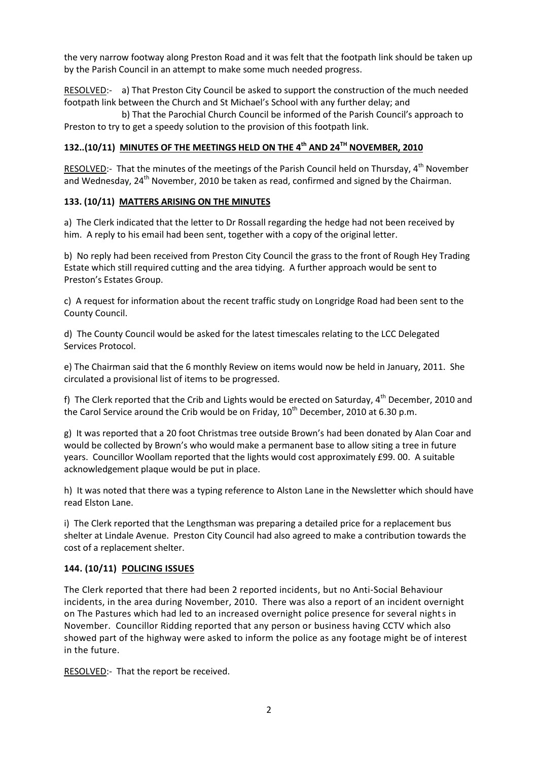the very narrow footway along Preston Road and it was felt that the footpath link should be taken up by the Parish Council in an attempt to make some much needed progress.

RESOLVED:- a) That Preston City Council be asked to support the construction of the much needed footpath link between the Church and St Michael's School with any further delay; and

b) That the Parochial Church Council be informed of the Parish Council's approach to Preston to try to get a speedy solution to the provision of this footpath link.

### 132..(10/11) MINUTES OF THE MEETINGS HELD ON THE 4th AND 24TH NOVEMBER, 2010

RESOLVED:- That the minutes of the meetings of the Parish Council held on Thursday, 4th November and Wednesday, 24th November, 2010 be taken as read, confirmed and signed by the Chairman.

### 133. (10/11) MATTERS ARISING ON THE MINUTES

a) The Clerk indicated that the letter to Dr Rossall regarding the hedge had not been received by him. A reply to his email had been sent, together with a copy of the original letter.

b) No reply had been received from Preston City Council the grass to the front of Rough Hey Trading Estate which still required cutting and the area tidying. A further approach would be sent to Preston's Estates Group.

c) A request for information about the recent traffic study on Longridge Road had been sent to the County Council.

d) The County Council would be asked for the latest timescales relating to the LCC Delegated Services Protocol.

e) The Chairman said that the 6 monthly Review on items would now be held in January, 2011. She circulated a provisional list of items to be progressed.

f) The Clerk reported that the Crib and Lights would be erected on Saturday, 4th December, 2010 and the Carol Service around the Crib would be on Friday, 10th December, 2010 at 6.30 p.m.

g) It was reported that a 20 foot Christmas tree outside Brown's had been donated by Alan Coar and would be collected by Brown's who would make a permanent base to allow siting a tree in future years. Councillor Woollam reported that the lights would cost approximately £99. 00. A suitable acknowledgement plaque would be put in place.

h) It was noted that there was a typing reference to Alston Lane in the Newsletter which should have read Elston Lane.

i) The Clerk reported that the Lengthsman was preparing a detailed price for a replacement bus shelter at Lindale Avenue. Preston City Council had also agreed to make a contribution towards the cost of a replacement shelter.

### 144. (10/11) POLICING ISSUES

The Clerk reported that there had been 2 reported incidents, but no Anti-Social Behaviour incidents, in the area during November, 2010. There was also a report of an incident overnight on The Pastures which had led to an increased overnight police presence for several nights in November. Councillor Ridding reported that any person or business having CCTV which also showed part of the highway were asked to inform the police as any footage might be of interest in the future.

RESOLVED:- That the report be received.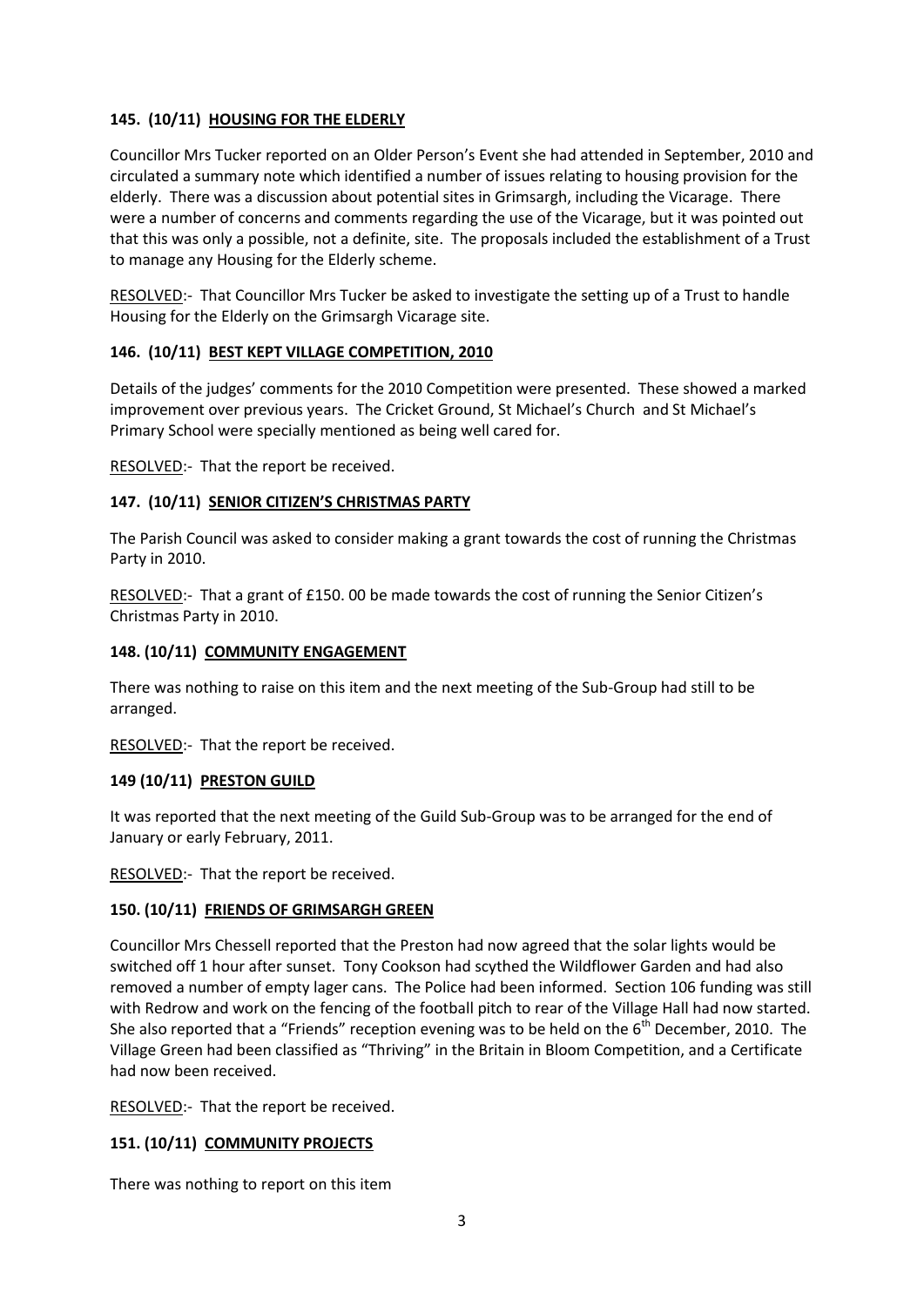**145. (10/11) HOUSING FOR THE ELDERLY**

Councillor Mrs Tucker reported on an Older Person's Event she had attended in September, 2010 and circulated a summary note which identified a number of issues relating to housing provision for the elderly. There was a discussion about potential sites in Grimsargh, including the Vicarage. There were a number of concerns and comments regarding the use of the Vicarage, but it was pointed out that this was only a possible, not a definite, site. The proposals included the establishment of a Trust to manage any Housing for the Elderly scheme.

RESOLVED:- That Councillor Mrs Tucker be asked to investigate the setting up of a Trust to handle Housing for the Elderly on the Grimsargh Vicarage site.

**146. (10/11) BEST KEPT VILLAGE COMPETITION, 2010**

Details of the judges' comments for the 2010 Competition were presented. These showed a marked improvement over previous years. The Cricket Ground, St Michael's Church and St Michael's Primary School were specially mentioned as being well cared for.

RESOLVED:- That the report be received.

**147. (10/11) SENIOR CITIZEN'S CHRISTMAS PARTY**

The Parish Council was asked to consider making a grant towards the cost of running the Christmas Party in 2010.

RESOLVED:- That a grant of £150. 00 be made towards the cost of running the Senior Citizen's Christmas Party in 2010.

**148. (10/11) COMMUNITY ENGAGEMENT**

There was nothing to raise on this item and the next meeting of the Sub-Group had still to be arranged.

RESOLVED:- That the report be received.

**149 (10/11) PRESTON GUILD**

It was reported that the next meeting of the Guild Sub-Group was to be arranged for the end of January or early February, 2011.

RESOLVED:- That the report be received.

**150. (10/11) FRIENDS OF GRIMSARGH GREEN**

Councillor Mrs Chessell reported that the Preston had now agreed that the solar lights would be switched off 1 hour after sunset. Tony Cookson had scythed the Wildflower Garden and had also removed a number of empty lager cans. The Police had been informed. Section 106 funding was still with Redrow and work on the fencing of the football pitch to rear of the Village Hall had now started. She also reported that a "Friends" reception evening was to be held on the 6th December, 2010. The Village Green had been classified as "Thriving" in the Britain in Bloom Competition, and a Certificate had now been received.

RESOLVED:- That the report be received.

**151. (10/11) COMMUNITY PROJECTS**

There was nothing to report on this item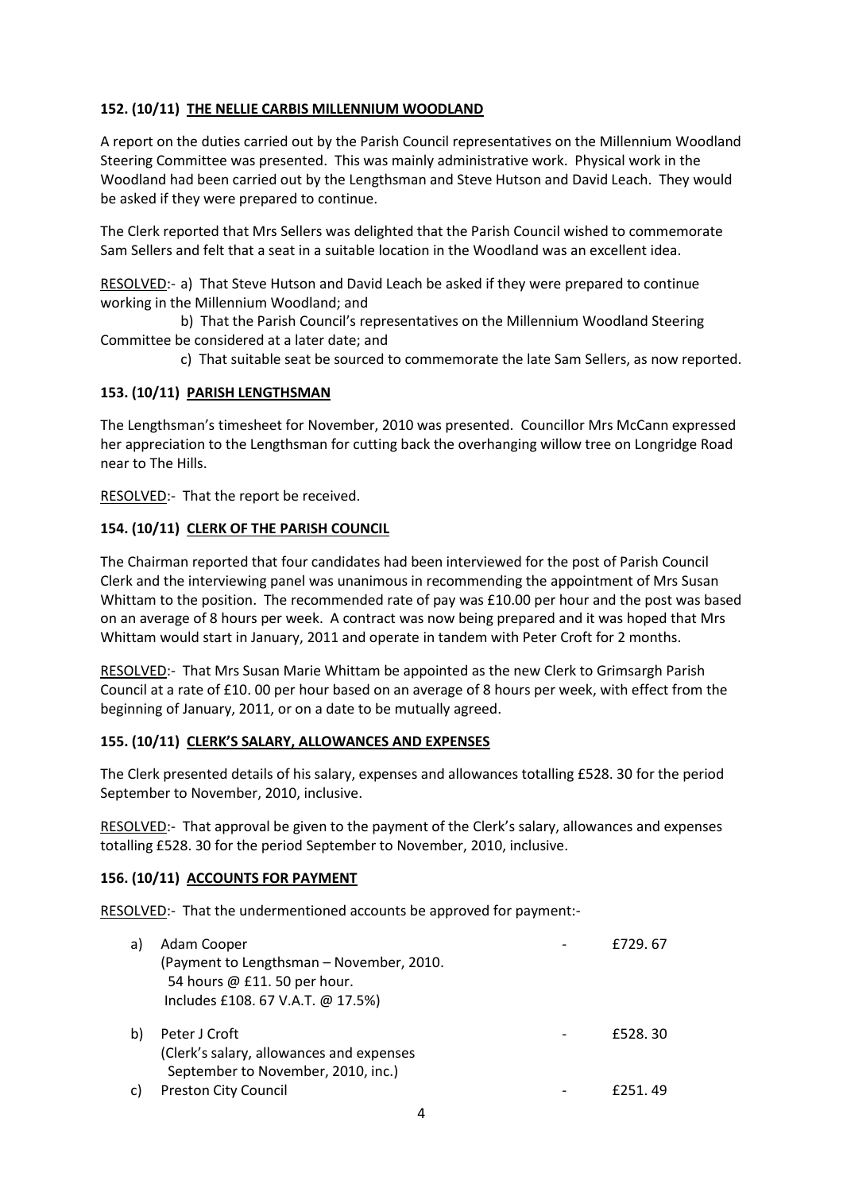**152. (10/11) <u>THE NELLIE CARBIS MILLENNIUM WOODLAND</u>**

A report on the duties carried out by the Parish Council representatives on the Millennium Woodland Steering Committee was presented. This was mainly administrative work. Physical work in the Woodland had been carried out by the Lengthsman and Steve Hutson and David Leach. They would be asked if they were prepared to continue.

The Clerk reported that Mrs Sellers was delighted that the Parish Council wished to commemorate Sam Sellers and felt that a seat in a suitable location in the Woodland was an excellent idea.

<u>RESOLVED</u>:- a) That Steve Hutson and David Leach be asked if they were prepared to continue working in the Millennium Woodland; and

b) That the Parish Council's representatives on the Millennium Woodland Steering Committee be considered at a later date; and

c) That suitable seat be sourced to commemorate the late Sam Sellers, as now reported.

**153. (10/11) <u>PARISH LENGTHSMAN</u>**

The Lengthsman's timesheet for November, 2010 was presented. Councillor Mrs McCann expressed her appreciation to the Lengthsman for cutting back the overhanging willow tree on Longridge Road near to The Hills.

<u>RESOLVED</u>:- That the report be received.

**154. (10/11) <u>CLERK OF THE PARISH COUNCIL</u>**

The Chairman reported that four candidates had been interviewed for the post of Parish Council Clerk and the interviewing panel was unanimous in recommending the appointment of Mrs Susan Whittam to the position. The recommended rate of pay was £10.00 per hour and the post was based on an average of 8 hours per week. A contract was now being prepared and it was hoped that Mrs Whittam would start in January, 2011 and operate in tandem with Peter Croft for 2 months.

<u>RESOLVED</u>:- That Mrs Susan Marie Whittam be appointed as the new Clerk to Grimsargh Parish Council at a rate of £10. 00 per hour based on an average of 8 hours per week, with effect from the beginning of January, 2011, or on a date to be mutually agreed.

**155. (10/11) <u>CLERK'S SALARY, ALLOWANCES AND EXPENSES</u>**

The Clerk presented details of his salary, expenses and allowances totalling £528. 30 for the period September to November, 2010, inclusive.

<u>RESOLVED</u>:- That approval be given to the payment of the Clerk's salary, allowances and expenses totalling £528. 30 for the period September to November, 2010, inclusive.

**156. (10/11) <u>ACCOUNTS FOR PAYMENT</u>**

<u>RESOLVED</u>:- That the undermentioned accounts be approved for payment:-

a) Adam Cooper - £729. 67
(Payment to Lengthsman – November, 2010.
54 hours @ £11. 50 per hour.
Includes £108. 67 V.A.T. @ 17.5%)

b) Peter J Croft - £528. 30
(Clerk's salary, allowances and expenses
September to November, 2010, inc.)

c) Preston City Council - £251. 49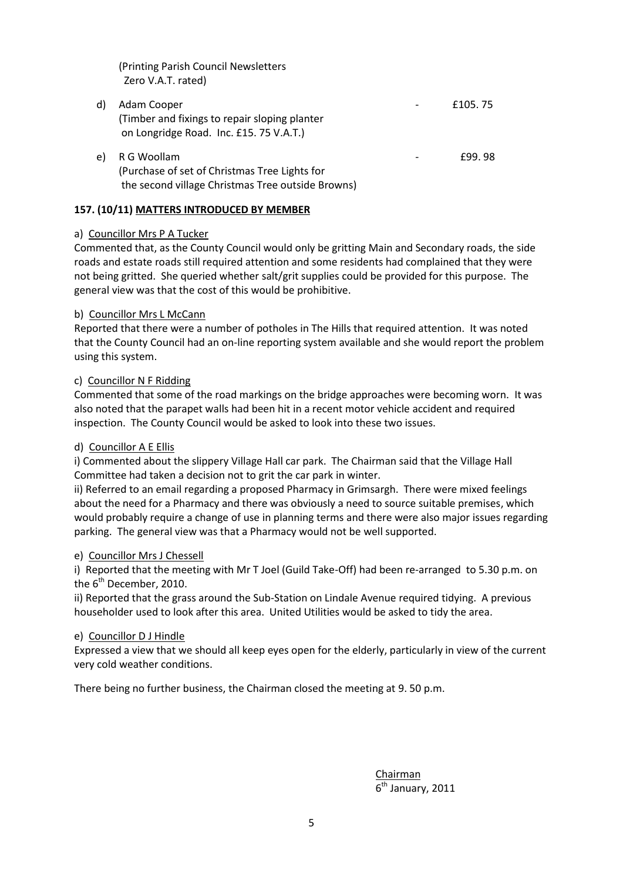(Printing Parish Council Newsletters
Zero V.A.T. rated)

d) Adam Cooper - £105. 75
(Timber and fixings to repair sloping planter on Longridge Road. Inc. £15. 75 V.A.T.)

e) R G Woollam - £99. 98
(Purchase of set of Christmas Tree Lights for the second village Christmas Tree outside Browns)

**157. (10/11) MATTERS INTRODUCED BY MEMBER**

a) Councillor Mrs P A Tucker
Commented that, as the County Council would only be gritting Main and Secondary roads, the side roads and estate roads still required attention and some residents had complained that they were not being gritted. She queried whether salt/grit supplies could be provided for this purpose. The general view was that the cost of this would be prohibitive.

b) Councillor Mrs L McCann
Reported that there were a number of potholes in The Hills that required attention. It was noted that the County Council had an on-line reporting system available and she would report the problem using this system.

c) Councillor N F Ridding
Commented that some of the road markings on the bridge approaches were becoming worn. It was also noted that the parapet walls had been hit in a recent motor vehicle accident and required inspection. The County Council would be asked to look into these two issues.

d) Councillor A E Ellis
i) Commented about the slippery Village Hall car park. The Chairman said that the Village Hall Committee had taken a decision not to grit the car park in winter.
ii) Referred to an email regarding a proposed Pharmacy in Grimsargh. There were mixed feelings about the need for a Pharmacy and there was obviously a need to source suitable premises, which would probably require a change of use in planning terms and there were also major issues regarding parking. The general view was that a Pharmacy would not be well supported.

e) Councillor Mrs J Chessell
i) Reported that the meeting with Mr T Joel (Guild Take-Off) had been re-arranged to 5.30 p.m. on the 6th December, 2010.
ii) Reported that the grass around the Sub-Station on Lindale Avenue required tidying. A previous householder used to look after this area. United Utilities would be asked to tidy the area.

e) Councillor D J Hindle
Expressed a view that we should all keep eyes open for the elderly, particularly in view of the current very cold weather conditions.

There being no further business, the Chairman closed the meeting at 9. 50 p.m.

Chairman
6th January, 2011